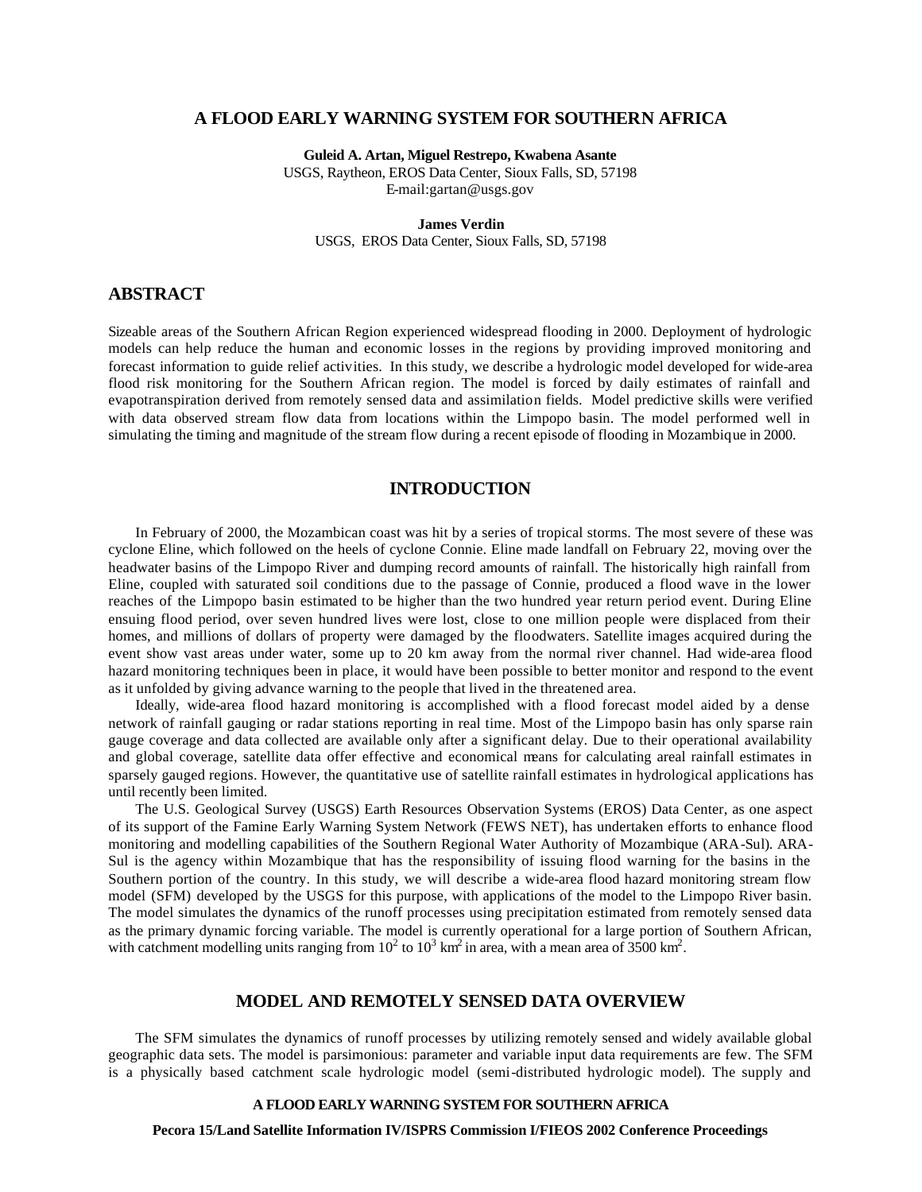# A FLOOD EARLY WARNING SYSTEM FOR SOUTHERN AFRICA

**Guleid A. Artan, Miguel Restrepo, Kwabena Asante**
USGS, Raytheon, EROS Data Center, Sioux Falls, SD, 57198
E-mail:gartan@usgs.gov

**James Verdin**
USGS, EROS Data Center, Sioux Falls, SD, 57198

## ABSTRACT

Sizeable areas of the Southern African Region experienced widespread flooding in 2000. Deployment of hydrologic models can help reduce the human and economic losses in the regions by providing improved monitoring and forecast information to guide relief activities. In this study, we describe a hydrologic model developed for wide-area flood risk monitoring for the Southern African region. The model is forced by daily estimates of rainfall and evapotranspiration derived from remotely sensed data and assimilation fields. Model predictive skills were verified with data observed stream flow data from locations within the Limpopo basin. The model performed well in simulating the timing and magnitude of the stream flow during a recent episode of flooding in Mozambique in 2000.

## INTRODUCTION

In February of 2000, the Mozambican coast was hit by a series of tropical storms. The most severe of these was cyclone Eline, which followed on the heels of cyclone Connie. Eline made landfall on February 22, moving over the headwater basins of the Limpopo River and dumping record amounts of rainfall. The historically high rainfall from Eline, coupled with saturated soil conditions due to the passage of Connie, produced a flood wave in the lower reaches of the Limpopo basin estimated to be higher than the two hundred year return period event. During Eline ensuing flood period, over seven hundred lives were lost, close to one million people were displaced from their homes, and millions of dollars of property were damaged by the floodwaters. Satellite images acquired during the event show vast areas under water, some up to 20 km away from the normal river channel. Had wide-area flood hazard monitoring techniques been in place, it would have been possible to better monitor and respond to the event as it unfolded by giving advance warning to the people that lived in the threatened area.

Ideally, wide-area flood hazard monitoring is accomplished with a flood forecast model aided by a dense network of rainfall gauging or radar stations reporting in real time. Most of the Limpopo basin has only sparse rain gauge coverage and data collected are available only after a significant delay. Due to their operational availability and global coverage, satellite data offer effective and economical means for calculating areal rainfall estimates in sparsely gauged regions. However, the quantitative use of satellite rainfall estimates in hydrological applications has until recently been limited.

The U.S. Geological Survey (USGS) Earth Resources Observation Systems (EROS) Data Center, as one aspect of its support of the Famine Early Warning System Network (FEWS NET), has undertaken efforts to enhance flood monitoring and modelling capabilities of the Southern Regional Water Authority of Mozambique (ARA-Sul). ARA-Sul is the agency within Mozambique that has the responsibility of issuing flood warning for the basins in the Southern portion of the country. In this study, we will describe a wide-area flood hazard monitoring stream flow model (SFM) developed by the USGS for this purpose, with applications of the model to the Limpopo River basin. The model simulates the dynamics of the runoff processes using precipitation estimated from remotely sensed data as the primary dynamic forcing variable. The model is currently operational for a large portion of Southern African, with catchment modelling units ranging from $10^2$ to $10^3$ km$^2$ in area, with a mean area of 3500 km$^2$.

## MODEL AND REMOTELY SENSED DATA OVERVIEW

The SFM simulates the dynamics of runoff processes by utilizing remotely sensed and widely available global geographic data sets. The model is parsimonious: parameter and variable input data requirements are few. The SFM is a physically based catchment scale hydrologic model (semi-distributed hydrologic model). The supply and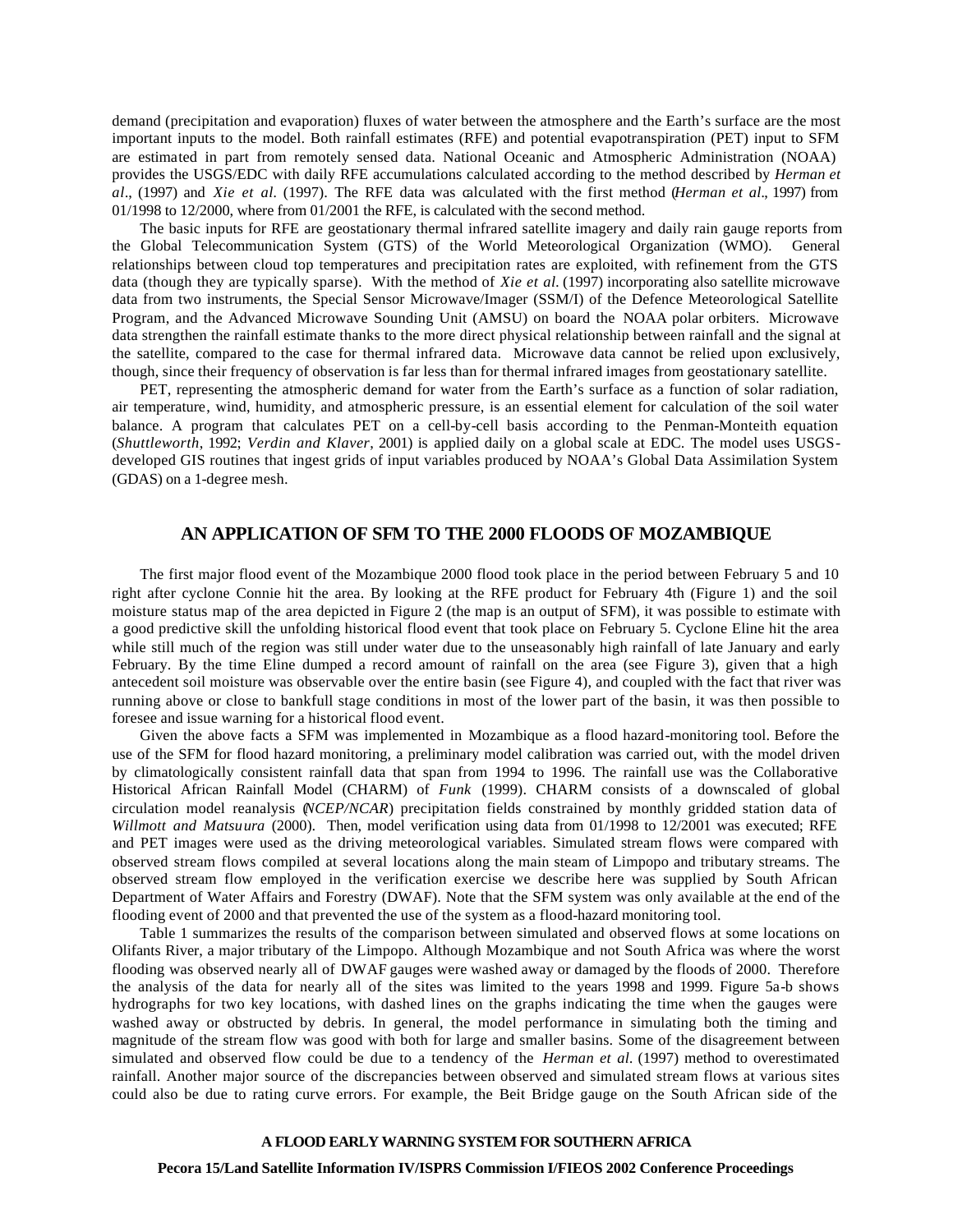demand (precipitation and evaporation) fluxes of water between the atmosphere and the Earth's surface are the most important inputs to the model. Both rainfall estimates (RFE) and potential evapotranspiration (PET) input to SFM are estimated in part from remotely sensed data. National Oceanic and Atmospheric Administration (NOAA) provides the USGS/EDC with daily RFE accumulations calculated according to the method described by *Herman et al*., (1997) and *Xie et al.* (1997). The RFE data was calculated with the first method (*Herman et al*., 1997) from 01/1998 to 12/2000, where from 01/2001 the RFE, is calculated with the second method.

The basic inputs for RFE are geostationary thermal infrared satellite imagery and daily rain gauge reports from the Global Telecommunication System (GTS) of the World Meteorological Organization (WMO). General relationships between cloud top temperatures and precipitation rates are exploited, with refinement from the GTS data (though they are typically sparse). With the method of *Xie et al.* (1997) incorporating also satellite microwave data from two instruments, the Special Sensor Microwave/Imager (SSM/I) of the Defence Meteorological Satellite Program, and the Advanced Microwave Sounding Unit (AMSU) on board the NOAA polar orbiters. Microwave data strengthen the rainfall estimate thanks to the more direct physical relationship between rainfall and the signal at the satellite, compared to the case for thermal infrared data. Microwave data cannot be relied upon exclusively, though, since their frequency of observation is far less than for thermal infrared images from geostationary satellite.

PET, representing the atmospheric demand for water from the Earth's surface as a function of solar radiation, air temperature, wind, humidity, and atmospheric pressure, is an essential element for calculation of the soil water balance. A program that calculates PET on a cell-by-cell basis according to the Penman-Monteith equation (*Shuttleworth*, 1992; *Verdin and Klaver*, 2001) is applied daily on a global scale at EDC. The model uses USGS-developed GIS routines that ingest grids of input variables produced by NOAA's Global Data Assimilation System (GDAS) on a 1-degree mesh.

## AN APPLICATION OF SFM TO THE 2000 FLOODS OF MOZAMBIQUE

The first major flood event of the Mozambique 2000 flood took place in the period between February 5 and 10 right after cyclone Connie hit the area. By looking at the RFE product for February 4th (Figure 1) and the soil moisture status map of the area depicted in Figure 2 (the map is an output of SFM), it was possible to estimate with a good predictive skill the unfolding historical flood event that took place on February 5. Cyclone Eline hit the area while still much of the region was still under water due to the unseasonably high rainfall of late January and early February. By the time Eline dumped a record amount of rainfall on the area (see Figure 3), given that a high antecedent soil moisture was observable over the entire basin (see Figure 4), and coupled with the fact that river was running above or close to bankfull stage conditions in most of the lower part of the basin, it was then possible to foresee and issue warning for a historical flood event.

Given the above facts a SFM was implemented in Mozambique as a flood hazard-monitoring tool. Before the use of the SFM for flood hazard monitoring, a preliminary model calibration was carried out, with the model driven by climatologically consistent rainfall data that span from 1994 to 1996. The rainfall use was the Collaborative Historical African Rainfall Model (CHARM) of *Funk* (1999). CHARM consists of a downscaled of global circulation model reanalysis (*NCEP/NCAR*) precipitation fields constrained by monthly gridded station data of *Willmott and Matsuura* (2000). Then, model verification using data from 01/1998 to 12/2001 was executed; RFE and PET images were used as the driving meteorological variables. Simulated stream flows were compared with observed stream flows compiled at several locations along the main steam of Limpopo and tributary streams. The observed stream flow employed in the verification exercise we describe here was supplied by South African Department of Water Affairs and Forestry (DWAF). Note that the SFM system was only available at the end of the flooding event of 2000 and that prevented the use of the system as a flood-hazard monitoring tool.

Table 1 summarizes the results of the comparison between simulated and observed flows at some locations on Olifants River, a major tributary of the Limpopo. Although Mozambique and not South Africa was where the worst flooding was observed nearly all of DWAF gauges were washed away or damaged by the floods of 2000. Therefore the analysis of the data for nearly all of the sites was limited to the years 1998 and 1999. Figure 5a-b shows hydrographs for two key locations, with dashed lines on the graphs indicating the time when the gauges were washed away or obstructed by debris. In general, the model performance in simulating both the timing and magnitude of the stream flow was good with both for large and smaller basins. Some of the disagreement between simulated and observed flow could be due to a tendency of the *Herman et al.* (1997) method to overestimated rainfall. Another major source of the discrepancies between observed and simulated stream flows at various sites could also be due to rating curve errors. For example, the Beit Bridge gauge on the South African side of the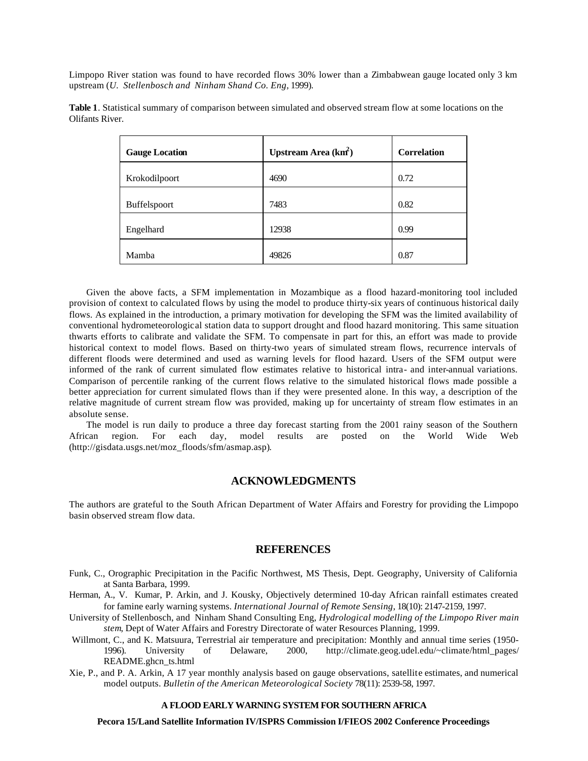Limpopo River station was found to have recorded flows 30% lower than a Zimbabwean gauge located only 3 km upstream (*U. Stellenbosch and Ninham Shand Co. Eng*, 1999).

**Table 1**. Statistical summary of comparison between simulated and observed stream flow at some locations on the Olifants River.

| Gauge Location | Upstream Area ($km^2$) | Correlation |
| --- | --- | --- |
| Krokodilpoort | 4690 | 0.72 |
| Buffelspoort | 7483 | 0.82 |
| Engelhard | 12938 | 0.99 |
| Mamba | 49826 | 0.87 |

Given the above facts, a SFM implementation in Mozambique as a flood hazard-monitoring tool included provision of context to calculated flows by using the model to produce thirty-six years of continuous historical daily flows. As explained in the introduction, a primary motivation for developing the SFM was the limited availability of conventional hydrometeorological station data to support drought and flood hazard monitoring. This same situation thwarts efforts to calibrate and validate the SFM. To compensate in part for this, an effort was made to provide historical context to model flows. Based on thirty-two years of simulated stream flows, recurrence intervals of different floods were determined and used as warning levels for flood hazard. Users of the SFM output were informed of the rank of current simulated flow estimates relative to historical intra- and inter-annual variations. Comparison of percentile ranking of the current flows relative to the simulated historical flows made possible a better appreciation for current simulated flows than if they were presented alone. In this way, a description of the relative magnitude of current stream flow was provided, making up for uncertainty of stream flow estimates in an absolute sense.

The model is run daily to produce a three day forecast starting from the 2001 rainy season of the Southern African region. For each day, model results are posted on the World Wide Web (http://gisdata.usgs.net/moz_floods/sfm/asmap.asp).

## ACKNOWLEDGMENTS

The authors are grateful to the South African Department of Water Affairs and Forestry for providing the Limpopo basin observed stream flow data.

## REFERENCES

Funk, C., Orographic Precipitation in the Pacific Northwest, MS Thesis, Dept. Geography, University of California at Santa Barbara, 1999.

Herman, A., V. Kumar, P. Arkin, and J. Kousky, Objectively determined 10-day African rainfall estimates created for famine early warning systems. *International Journal of Remote Sensing*, 18(10): 2147-2159, 1997.

University of Stellenbosch, and Ninham Shand Consulting Eng, *Hydrological modelling of the Limpopo River main stem*, Dept of Water Affairs and Forestry Directorate of water Resources Planning, 1999.

Willmont, C., and K. Matsuura, Terrestrial air temperature and precipitation: Monthly and annual time series (1950-1996). University of Delaware, 2000, http://climate.geog.udel.edu/~climate/html_pages/README.ghcn_ts.html

Xie, P., and P. A. Arkin, A 17 year monthly analysis based on gauge observations, satellite estimates, and numerical model outputs. *Bulletin of the American Meteorological Society* 78(11): 2539-58, 1997.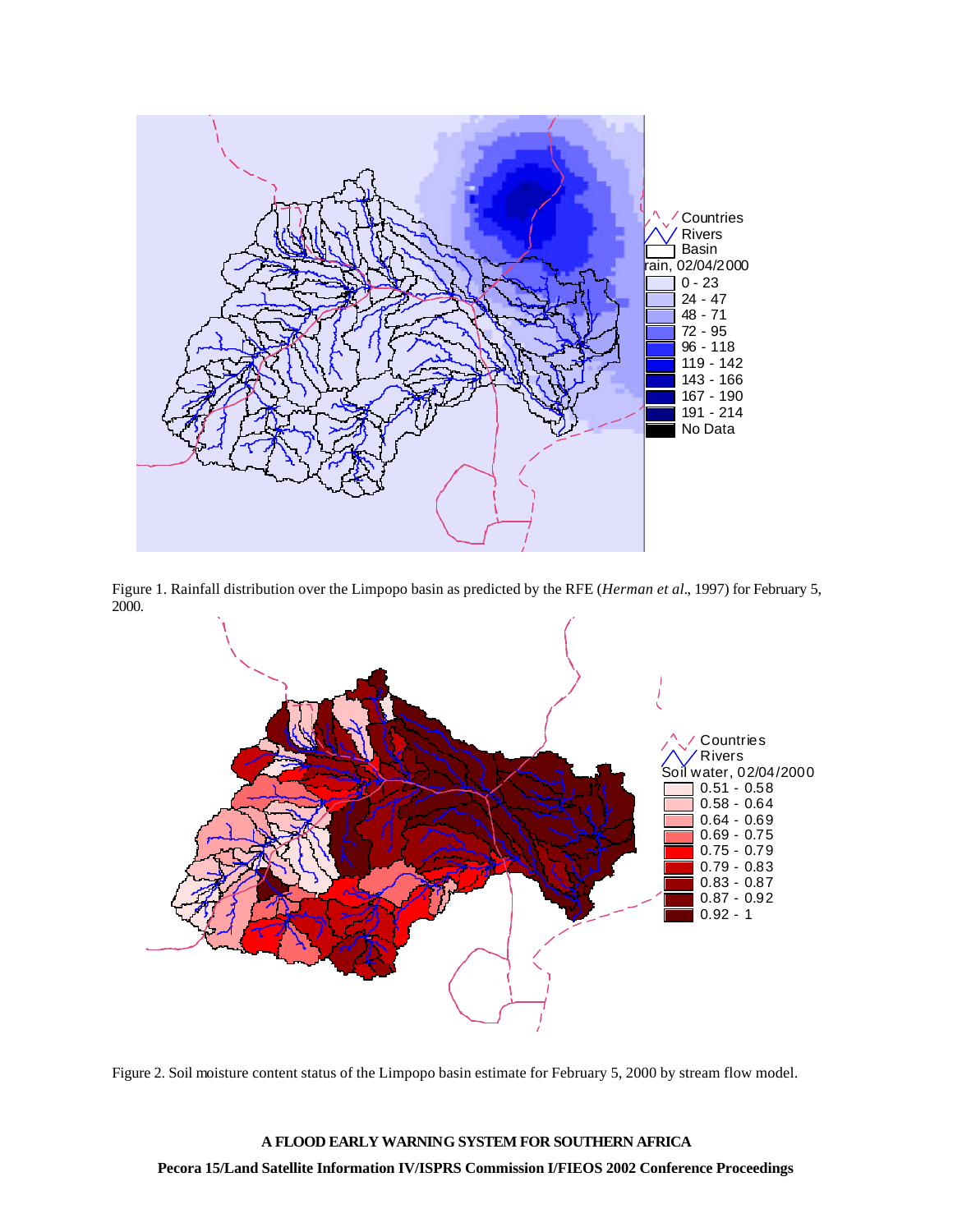Figure 1. Rainfall distribution over the Limpopo basin as predicted by the RFE (*Herman et al*., 1997) for February 5, 2000.

Figure 2. Soil moisture content status of the Limpopo basin estimate for February 5, 2000 by stream flow model.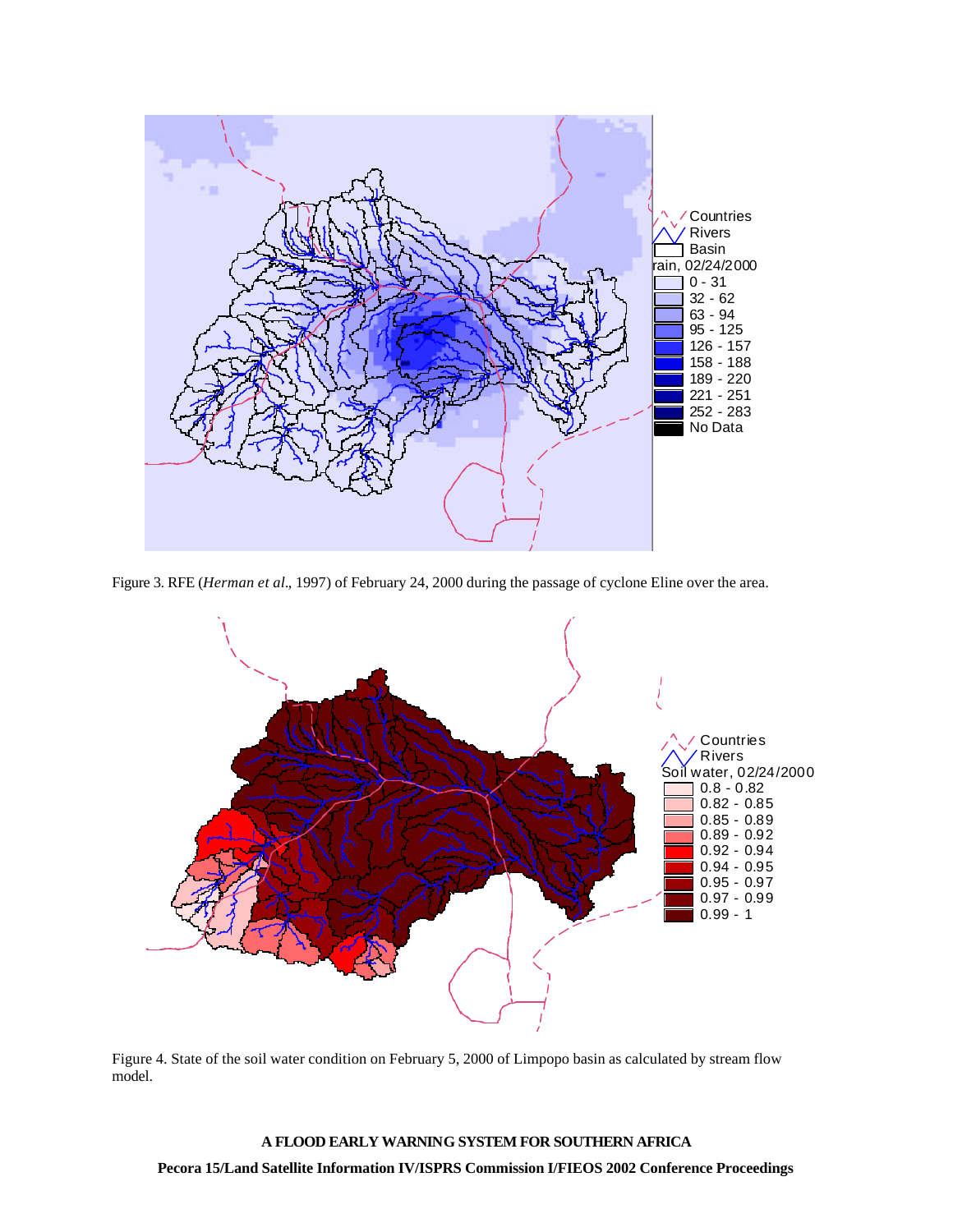Figure 3. RFE (*Herman et al*., 1997) of February 24, 2000 during the passage of cyclone Eline over the area.

Figure 4. State of the soil water condition on February 5, 2000 of Limpopo basin as calculated by stream flow model.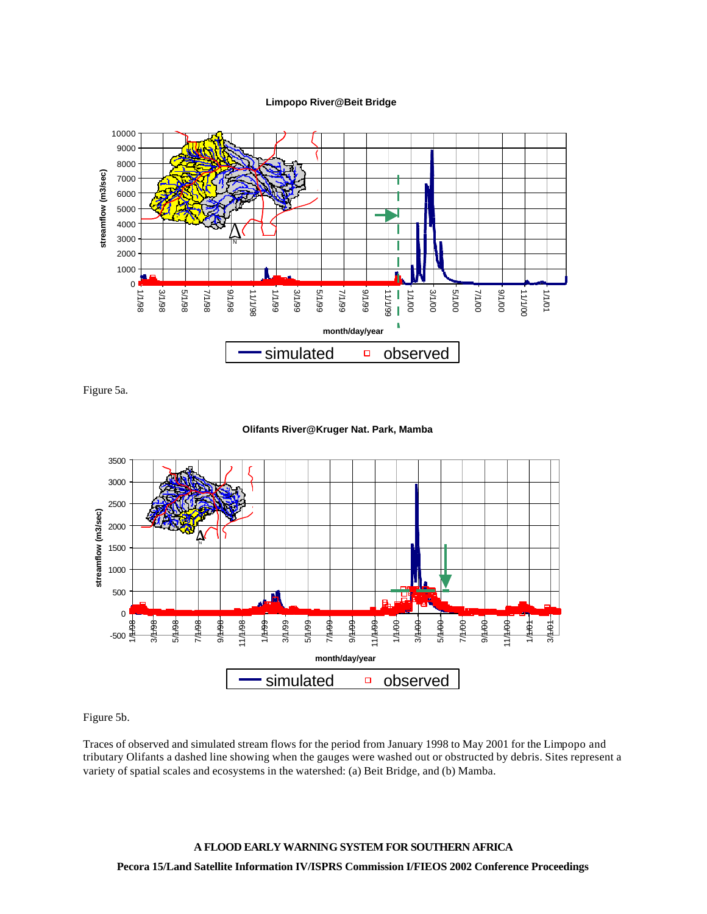Limpopo River@Beit Bridge

streamflow (m3/sec)

10000
9000
8000
7000
6000
5000
4000
3000
2000
1000
0

1/1/98
3/1/98
5/1/98
7/1/98
9/1/98
11/1/98
1/1/99
3/1/99
5/1/99
7/1/99
9/1/99
11/1/99
1/1/00
3/1/00
5/1/00
7/1/00
9/1/00
11/1/00
1/1/01

month/day/year

simulated observed

Figure 5a.

Olifants River@Kruger Nat. Park, Mamba

streamflow (m3/sec)

3500
3000
2500
2000
1500
1000
500
0
-500

1/1/98
3/1/98
5/1/98
7/1/98
9/1/98
11/1/98
1/1/99
3/1/99
5/1/99
7/1/99
9/1/99
11/1/99
1/1/00
3/1/00
5/1/00
7/1/00
9/1/00
11/1/00
1/1/01
3/1/01

month/day/year

simulated observed

Figure 5b.

Traces of observed and simulated stream flows for the period from January 1998 to May 2001 for the Limpopo and tributary Olifants a dashed line showing when the gauges were washed out or obstructed by debris. Sites represent a variety of spatial scales and ecosystems in the watershed: (a) Beit Bridge, and (b) Mamba.